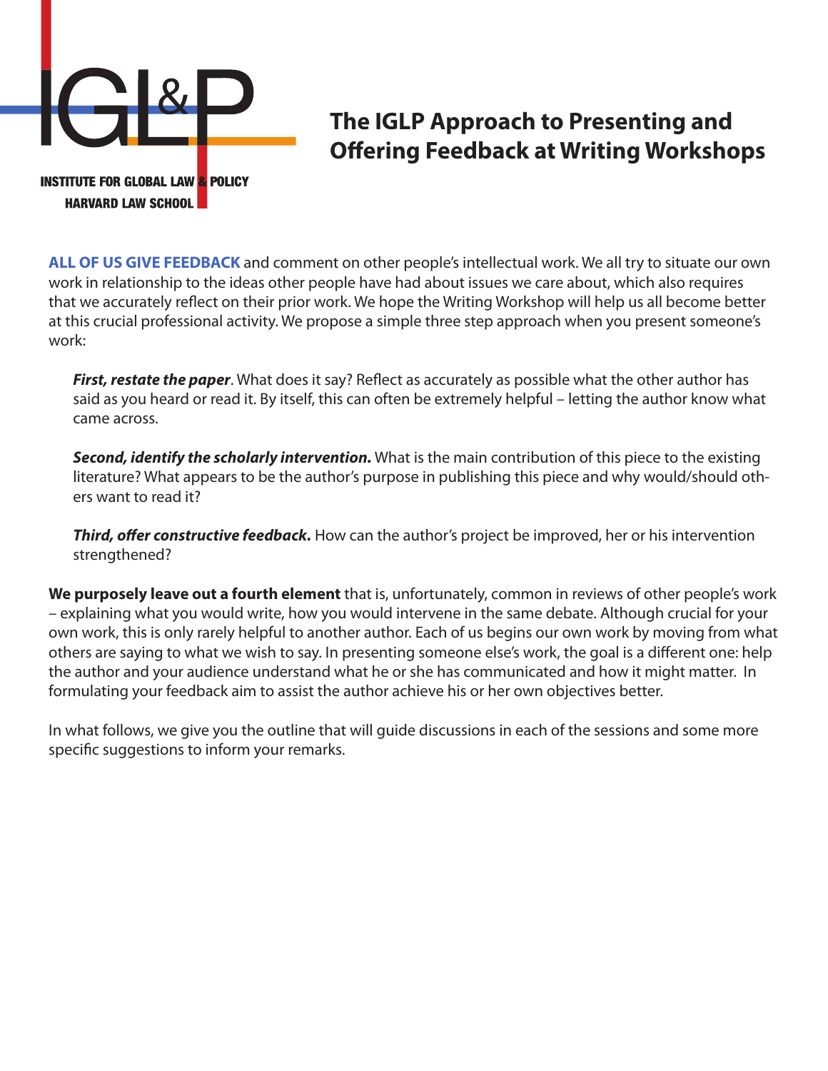IGL&P

INSTITUTE FOR GLOBAL LAW & POLICY
HARVARD LAW SCHOOL

# The IGLP Approach to Presenting and Offering Feedback at Writing Workshops

**ALL OF US GIVE FEEDBACK** and comment on other people's intellectual work. We all try to situate our own work in relationship to the ideas other people have had about issues we care about, which also requires that we accurately reflect on their prior work. We hope the Writing Workshop will help us all become better at this crucial professional activity. We propose a simple three step approach when you present someone's work:

> ***First, restate the paper***. What does it say? Reflect as accurately as possible what the other author has said as you heard or read it. By itself, this can often be extremely helpful – letting the author know what came across.
>
> ***Second, identify the scholarly intervention.*** What is the main contribution of this piece to the existing literature? What appears to be the author's purpose in publishing this piece and why would/should others want to read it?
>
> ***Third, offer constructive feedback.*** How can the author's project be improved, her or his intervention strengthened?

**We purposely leave out a fourth element** that is, unfortunately, common in reviews of other people's work – explaining what you would write, how you would intervene in the same debate. Although crucial for your own work, this is only rarely helpful to another author. Each of us begins our own work by moving from what others are saying to what we wish to say. In presenting someone else's work, the goal is a different one: help the author and your audience understand what he or she has communicated and how it might matter. In formulating your feedback aim to assist the author achieve his or her own objectives better.

In what follows, we give you the outline that will guide discussions in each of the sessions and some more specific suggestions to inform your remarks.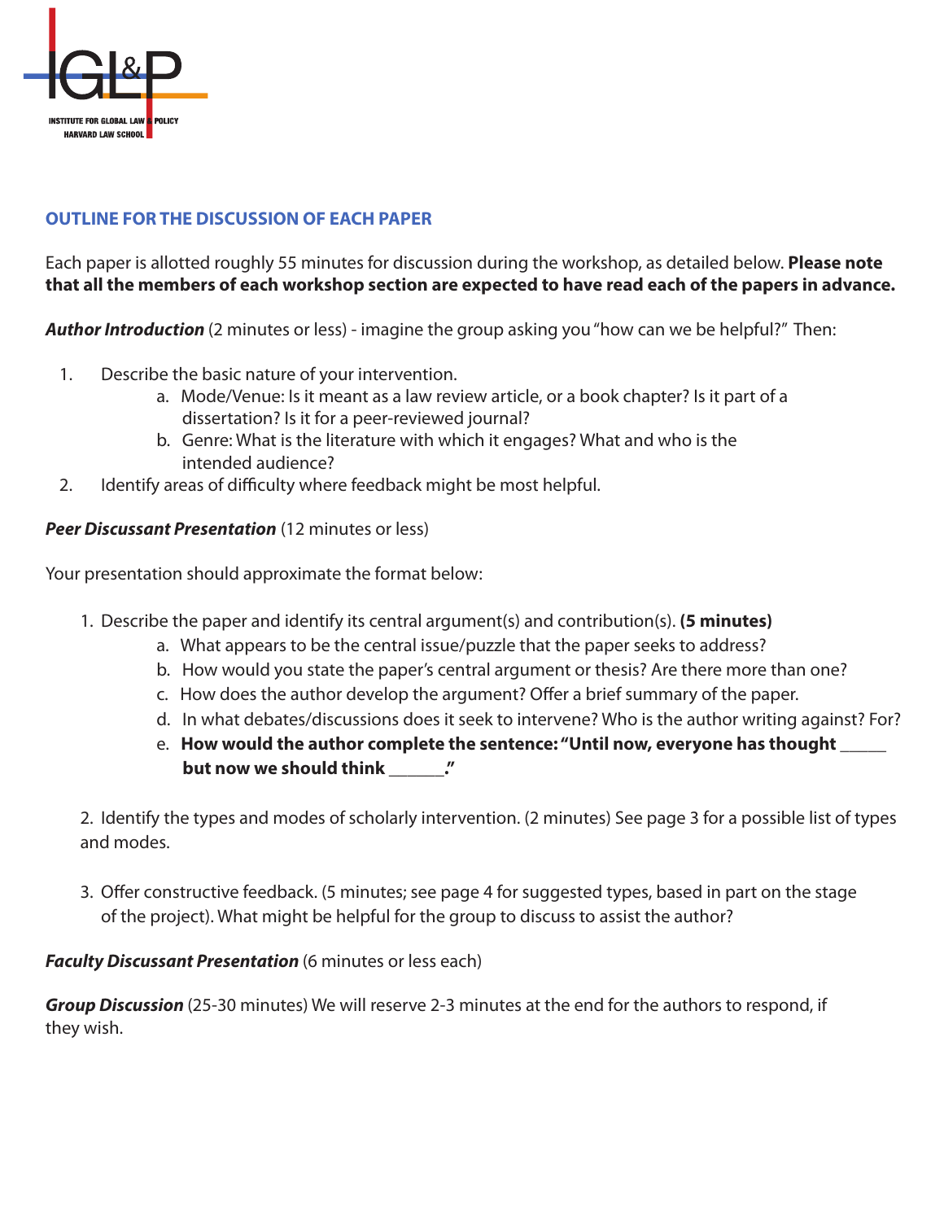## OUTLINE FOR THE DISCUSSION OF EACH PAPER

Each paper is allotted roughly 55 minutes for discussion during the workshop, as detailed below. **Please note that all the members of each workshop section are expected to have read each of the papers in advance.**

***Author Introduction*** (2 minutes or less) - imagine the group asking you "how can we be helpful?" Then:

1. Describe the basic nature of your intervention.
   a. Mode/Venue: Is it meant as a law review article, or a book chapter? Is it part of a dissertation? Is it for a peer-reviewed journal?
   b. Genre: What is the literature with which it engages? What and who is the intended audience?
2. Identify areas of difficulty where feedback might be most helpful.

***Peer Discussant Presentation*** (12 minutes or less)

Your presentation should approximate the format below:

1. Describe the paper and identify its central argument(s) and contribution(s). **(5 minutes)**
   a. What appears to be the central issue/puzzle that the paper seeks to address?
   b. How would you state the paper's central argument or thesis? Are there more than one?
   c. How does the author develop the argument? Offer a brief summary of the paper.
   d. In what debates/discussions does it seek to intervene? Who is the author writing against? For?
   e. **How would the author complete the sentence: "Until now, everyone has thought _____ but now we should think ______."**

2. Identify the types and modes of scholarly intervention. (2 minutes) See page 3 for a possible list of types and modes.

3. Offer constructive feedback. (5 minutes; see page 4 for suggested types, based in part on the stage of the project). What might be helpful for the group to discuss to assist the author?

***Faculty Discussant Presentation*** (6 minutes or less each)

***Group Discussion*** (25-30 minutes) We will reserve 2-3 minutes at the end for the authors to respond, if they wish.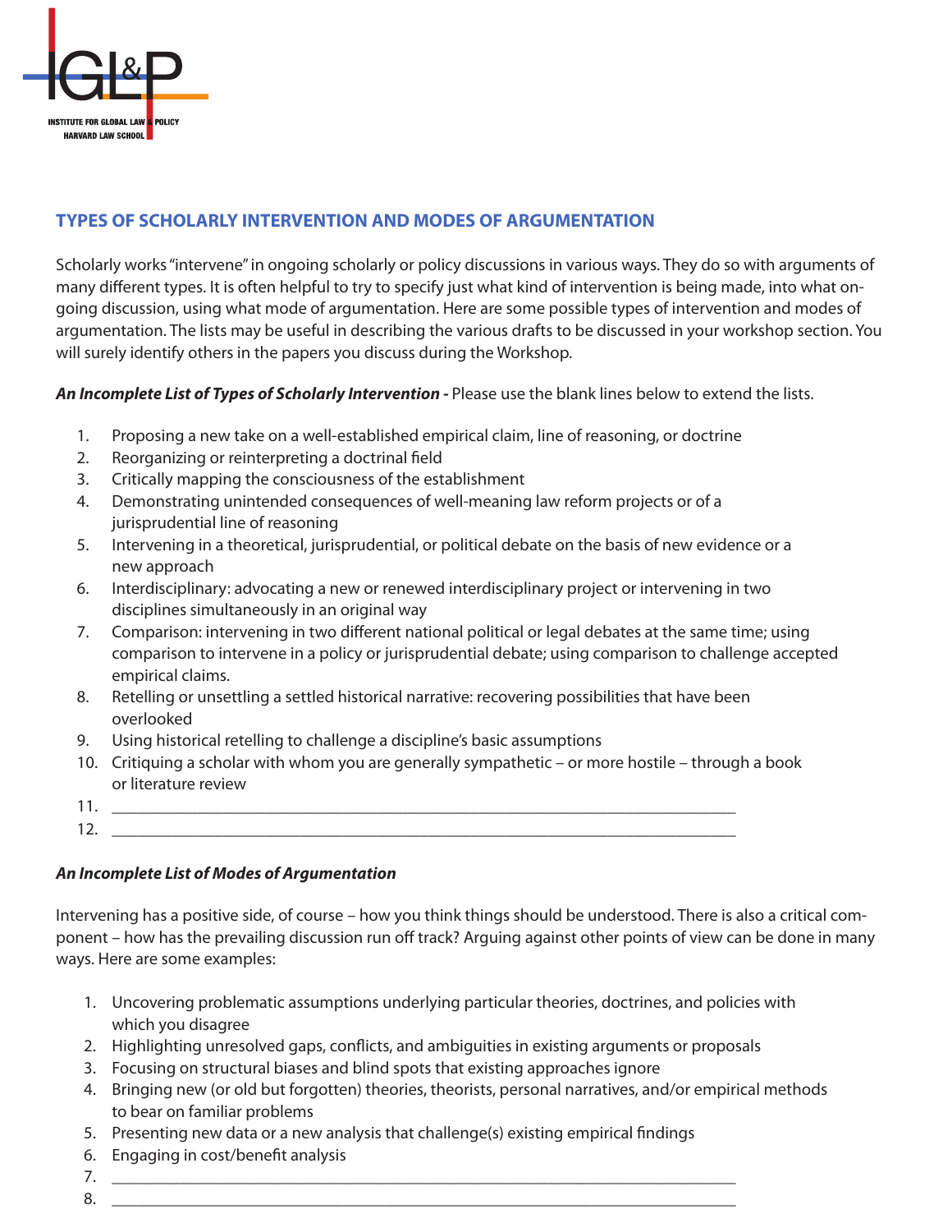## TYPES OF SCHOLARLY INTERVENTION AND MODES OF ARGUMENTATION

Scholarly works "intervene" in ongoing scholarly or policy discussions in various ways. They do so with arguments of many different types. It is often helpful to try to specify just what kind of intervention is being made, into what on-going discussion, using what mode of argumentation. Here are some possible types of intervention and modes of argumentation. The lists may be useful in describing the various drafts to be discussed in your workshop section. You will surely identify others in the papers you discuss during the Workshop.

***An Incomplete List of Types of Scholarly Intervention -*** Please use the blank lines below to extend the lists.

1. Proposing a new take on a well-established empirical claim, line of reasoning, or doctrine
2. Reorganizing or reinterpreting a doctrinal field
3. Critically mapping the consciousness of the establishment
4. Demonstrating unintended consequences of well-meaning law reform projects or of a jurisprudential line of reasoning
5. Intervening in a theoretical, jurisprudential, or political debate on the basis of new evidence or a new approach
6. Interdisciplinary: advocating a new or renewed interdisciplinary project or intervening in two disciplines simultaneously in an original way
7. Comparison: intervening in two different national political or legal debates at the same time; using comparison to intervene in a policy or jurisprudential debate; using comparison to challenge accepted empirical claims.
8. Retelling or unsettling a settled historical narrative: recovering possibilities that have been overlooked
9. Using historical retelling to challenge a discipline's basic assumptions
10. Critiquing a scholar with whom you are generally sympathetic – or more hostile – through a book or literature review
11. ______________________________________________________________________
12. ______________________________________________________________________

***An Incomplete List of Modes of Argumentation***

Intervening has a positive side, of course – how you think things should be understood. There is also a critical component – how has the prevailing discussion run off track? Arguing against other points of view can be done in many ways. Here are some examples:

1. Uncovering problematic assumptions underlying particular theories, doctrines, and policies with which you disagree
2. Highlighting unresolved gaps, conflicts, and ambiguities in existing arguments or proposals
3. Focusing on structural biases and blind spots that existing approaches ignore
4. Bringing new (or old but forgotten) theories, theorists, personal narratives, and/or empirical methods to bear on familiar problems
5. Presenting new data or a new analysis that challenge(s) existing empirical findings
6. Engaging in cost/benefit analysis
7. ______________________________________________________________________
8. ______________________________________________________________________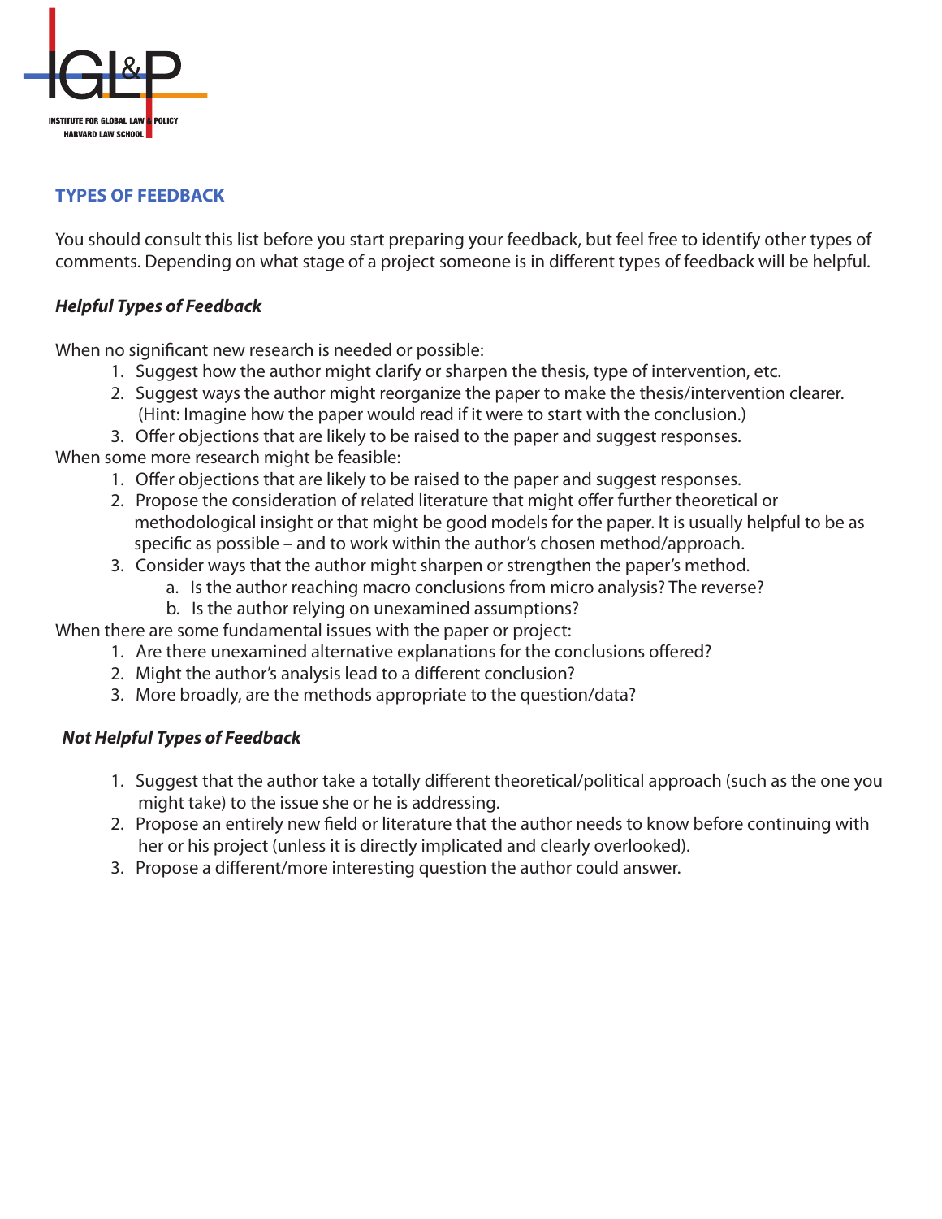## TYPES OF FEEDBACK

You should consult this list before you start preparing your feedback, but feel free to identify other types of comments. Depending on what stage of a project someone is in different types of feedback will be helpful.

### *Helpful Types of Feedback*

When no significant new research is needed or possible:

1. Suggest how the author might clarify or sharpen the thesis, type of intervention, etc.
2. Suggest ways the author might reorganize the paper to make the thesis/intervention clearer. (Hint: Imagine how the paper would read if it were to start with the conclusion.)
3. Offer objections that are likely to be raised to the paper and suggest responses.

When some more research might be feasible:

1. Offer objections that are likely to be raised to the paper and suggest responses.
2. Propose the consideration of related literature that might offer further theoretical or methodological insight or that might be good models for the paper. It is usually helpful to be as specific as possible – and to work within the author's chosen method/approach.
3. Consider ways that the author might sharpen or strengthen the paper's method.
   a. Is the author reaching macro conclusions from micro analysis? The reverse?
   b. Is the author relying on unexamined assumptions?

When there are some fundamental issues with the paper or project:

1. Are there unexamined alternative explanations for the conclusions offered?
2. Might the author's analysis lead to a different conclusion?
3. More broadly, are the methods appropriate to the question/data?

### *Not Helpful Types of Feedback*

1. Suggest that the author take a totally different theoretical/political approach (such as the one you might take) to the issue she or he is addressing.
2. Propose an entirely new field or literature that the author needs to know before continuing with her or his project (unless it is directly implicated and clearly overlooked).
3. Propose a different/more interesting question the author could answer.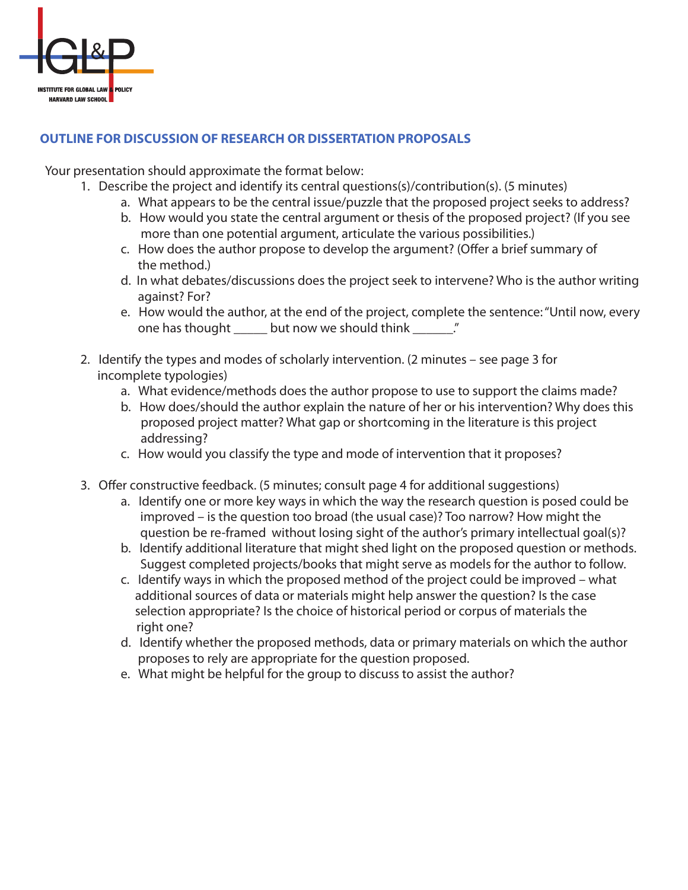## OUTLINE FOR DISCUSSION OF RESEARCH OR DISSERTATION PROPOSALS

Your presentation should approximate the format below:

1. Describe the project and identify its central questions(s)/contribution(s). (5 minutes)
   a. What appears to be the central issue/puzzle that the proposed project seeks to address?
   b. How would you state the central argument or thesis of the proposed project? (If you see more than one potential argument, articulate the various possibilities.)
   c. How does the author propose to develop the argument? (Offer a brief summary of the method.)
   d. In what debates/discussions does the project seek to intervene? Who is the author writing against? For?
   e. How would the author, at the end of the project, complete the sentence: "Until now, every one has thought _____ but now we should think ______."

2. Identify the types and modes of scholarly intervention. (2 minutes – see page 3 for incomplete typologies)
   a. What evidence/methods does the author propose to use to support the claims made?
   b. How does/should the author explain the nature of her or his intervention? Why does this proposed project matter? What gap or shortcoming in the literature is this project addressing?
   c. How would you classify the type and mode of intervention that it proposes?

3. Offer constructive feedback. (5 minutes; consult page 4 for additional suggestions)
   a. Identify one or more key ways in which the way the research question is posed could be improved – is the question too broad (the usual case)? Too narrow? How might the question be re-framed without losing sight of the author's primary intellectual goal(s)?
   b. Identify additional literature that might shed light on the proposed question or methods. Suggest completed projects/books that might serve as models for the author to follow.
   c. Identify ways in which the proposed method of the project could be improved – what additional sources of data or materials might help answer the question? Is the case selection appropriate? Is the choice of historical period or corpus of materials the right one?
   d. Identify whether the proposed methods, data or primary materials on which the author proposes to rely are appropriate for the question proposed.
   e. What might be helpful for the group to discuss to assist the author?